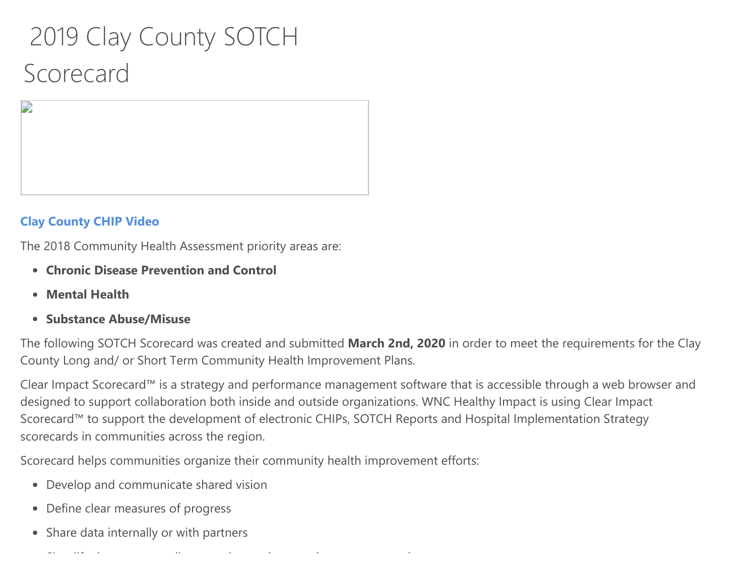# 2019 Clay County SOTCH Scorecard

**Clay County CHIP Video**

The 2018 Community Health Assessment priority areas are:

- **Chronic Disease Prevention and Control**
- **Mental Health**
- **Substance Abuse/Misuse**

The following SOTCH Scorecard was created and submitted **March 2nd, 2020** in order to meet the requirements for the Clay County Long and/ or Short Term Community Health Improvement Plans.

Clear Impact Scorecard™ is a strategy and performance management software that is accessible through a web browser and designed to support collaboration both inside and outside organizations. WNC Healthy Impact is using Clear Impact Scorecard™ to support the development of electronic CHIPs, SOTCH Reports and Hospital Implementation Strategy scorecards in communities across the region.

Scorecard helps communities organize their community health improvement efforts:

- Develop and communicate shared vision
- Define clear measures of progress
- Share data internally or with partners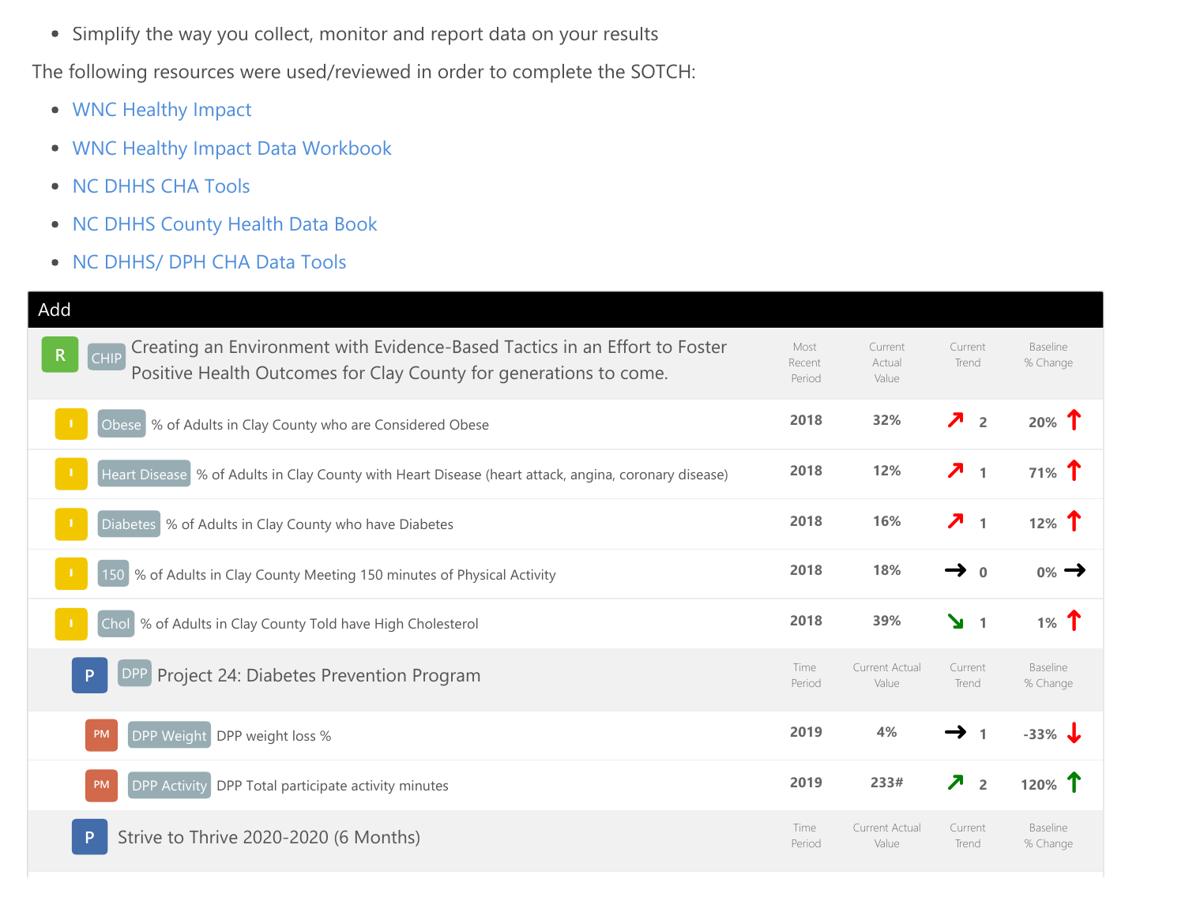- Simplify the way you collect, monitor and report data on your results

The following resources were used/reviewed in order to complete the SOTCH:

- WNC Healthy Impact
- WNC Healthy Impact Data Workbook
- NC DHHS CHA Tools
- NC DHHS County Health Data Book
- NC DHHS/ DPH CHA Data Tools

**Add**

| | | Most Recent Period | Current Actual Value | Current Trend | Baseline % Change |
|---|---|---|---|---|---|
| R | CHIP Creating an Environment with Evidence-Based Tactics in an Effort to Foster Positive Health Outcomes for Clay County for generations to come. | | | | |
| I | Obese % of Adults in Clay County who are Considered Obese | 2018 | 32% | ↗ 2 | 20% ↑ |
| I | Heart Disease % of Adults in Clay County with Heart Disease (heart attack, angina, coronary disease) | 2018 | 12% | ↗ 1 | 71% ↑ |
| I | Diabetes % of Adults in Clay County who have Diabetes | 2018 | 16% | ↗ 1 | 12% ↑ |
| I | 150 % of Adults in Clay County Meeting 150 minutes of Physical Activity | 2018 | 18% | → 0 | 0% → |
| I | Chol % of Adults in Clay County Told have High Cholesterol | 2018 | 39% | ↘ 1 | 1% ↑ |
| P | DPP Project 24: Diabetes Prevention Program | Time Period | Current Actual Value | Current Trend | Baseline % Change |
| PM | DPP Weight DPP weight loss % | 2019 | 4% | → 1 | -33% ↓ |
| PM | DPP Activity DPP Total participate activity minutes | 2019 | 233# | ↗ 2 | 120% ↑ |
| P | Strive to Thrive 2020-2020 (6 Months) | Time Period | Current Actual Value | Current Trend | Baseline % Change |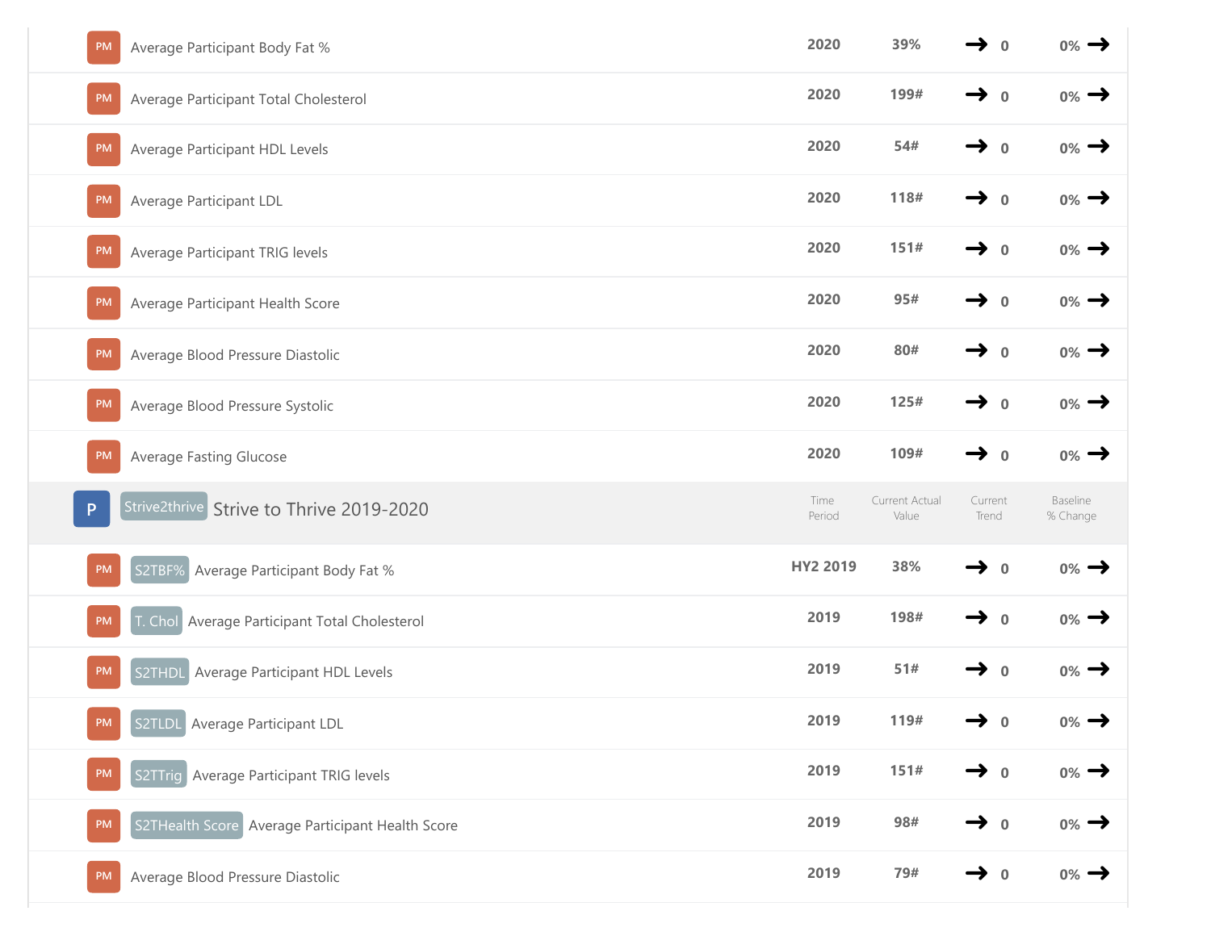| | Measure | Time Period | Current Actual Value | Current Trend | Baseline % Change |
|---|---|---|---|---|---|
| PM | Average Participant Body Fat % | 2020 | 39% | → 0 | 0% → |
| PM | Average Participant Total Cholesterol | 2020 | 199# | → 0 | 0% → |
| PM | Average Participant HDL Levels | 2020 | 54# | → 0 | 0% → |
| PM | Average Participant LDL | 2020 | 118# | → 0 | 0% → |
| PM | Average Participant TRIG levels | 2020 | 151# | → 0 | 0% → |
| PM | Average Participant Health Score | 2020 | 95# | → 0 | 0% → |
| PM | Average Blood Pressure Diastolic | 2020 | 80# | → 0 | 0% → |
| PM | Average Blood Pressure Systolic | 2020 | 125# | → 0 | 0% → |
| PM | Average Fasting Glucose | 2020 | 109# | → 0 | 0% → |

| P | Strive2thrive Strive to Thrive 2019-2020 | Time Period | Current Actual Value | Current Trend | Baseline % Change |
|---|---|---|---|---|---|
| PM | S2TBF% Average Participant Body Fat % | HY2 2019 | 38% | → 0 | 0% → |
| PM | T. Chol Average Participant Total Cholesterol | 2019 | 198# | → 0 | 0% → |
| PM | S2THDL Average Participant HDL Levels | 2019 | 51# | → 0 | 0% → |
| PM | S2TLDL Average Participant LDL | 2019 | 119# | → 0 | 0% → |
| PM | S2TTrig Average Participant TRIG levels | 2019 | 151# | → 0 | 0% → |
| PM | S2THealth Score Average Participant Health Score | 2019 | 98# | → 0 | 0% → |
| PM | Average Blood Pressure Diastolic | 2019 | 79# | → 0 | 0% → |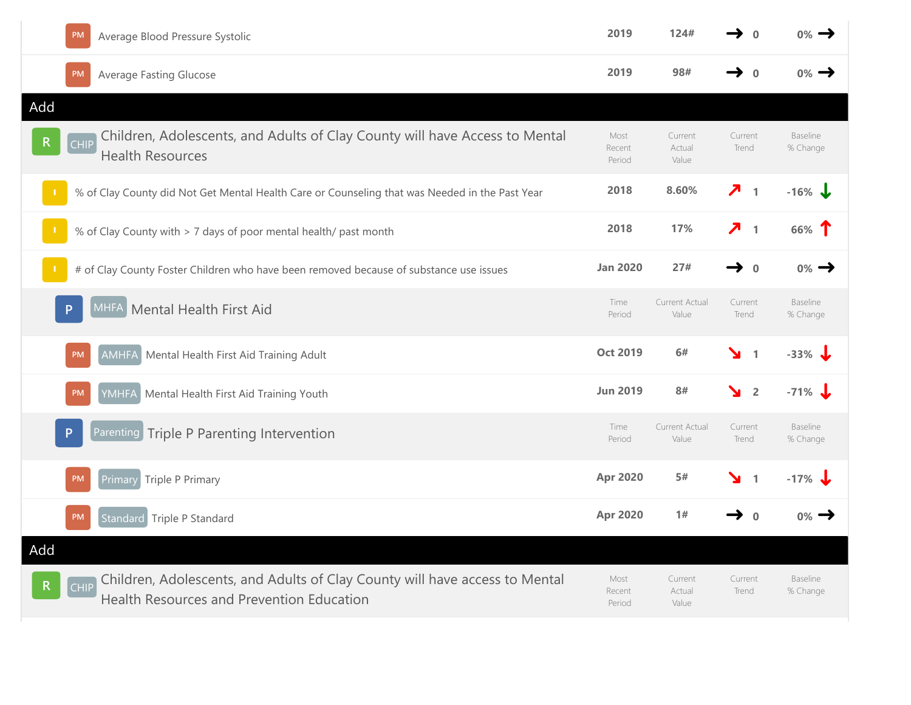| | Period | Value | Current Trend | Baseline % Change |
|---|---|---|---|---|
| PM Average Blood Pressure Systolic | 2019 | 124# | → 0 | 0% → |
| PM Average Fasting Glucose | 2019 | 98# | → 0 | 0% → |

**Add**

| R CHIP Children, Adolescents, and Adults of Clay County will have Access to Mental Health Resources | Most Recent Period | Current Actual Value | Current Trend | Baseline % Change |
|---|---|---|---|---|
| I % of Clay County did Not Get Mental Health Care or Counseling that was Needed in the Past Year | 2018 | 8.60% | ↗ 1 | -16% ↓ |
| I % of Clay County with > 7 days of poor mental health/ past month | 2018 | 17% | ↗ 1 | 66% ↑ |
| I # of Clay County Foster Children who have been removed because of substance use issues | Jan 2020 | 27# | → 0 | 0% → |

| P MHFA Mental Health First Aid | Time Period | Current Actual Value | Current Trend | Baseline % Change |
|---|---|---|---|---|
| PM AMHFA Mental Health First Aid Training Adult | Oct 2019 | 6# | ↘ 1 | -33% ↓ |
| PM YMHFA Mental Health First Aid Training Youth | Jun 2019 | 8# | ↘ 2 | -71% ↓ |

| P Parenting Triple P Parenting Intervention | Time Period | Current Actual Value | Current Trend | Baseline % Change |
|---|---|---|---|---|
| PM Primary Triple P Primary | Apr 2020 | 5# | ↘ 1 | -17% ↓ |
| PM Standard Triple P Standard | Apr 2020 | 1# | → 0 | 0% → |

**Add**

| R CHIP Children, Adolescents, and Adults of Clay County will have access to Mental Health Resources and Prevention Education | Most Recent Period | Current Actual Value | Current Trend | Baseline % Change |
|---|---|---|---|---|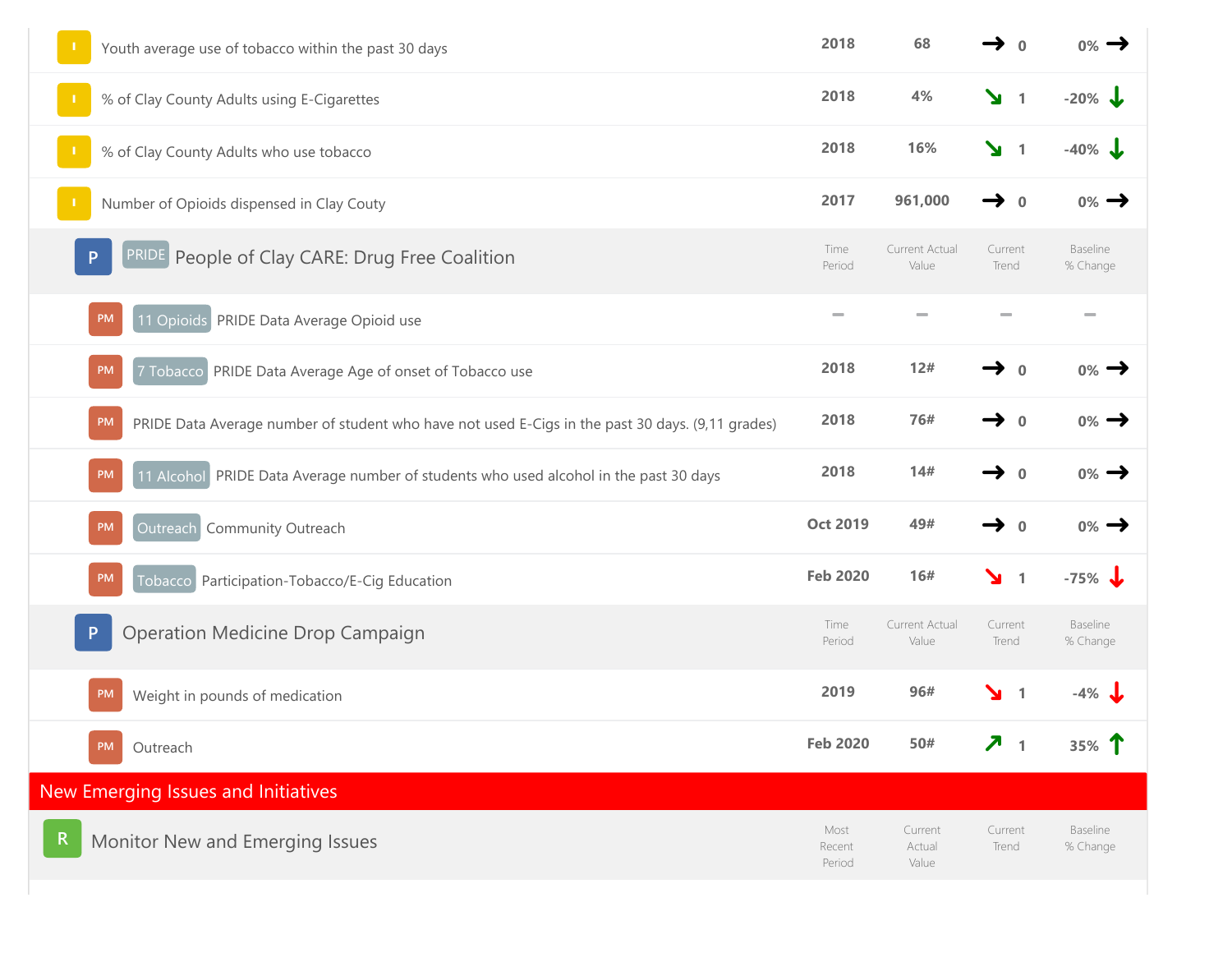| | Time Period | Current Actual Value | Current Trend | Baseline % Change |
|---|---|---|---|---|
| I Youth average use of tobacco within the past 30 days | 2018 | 68 | → 0 | 0% → |
| I % of Clay County Adults using E-Cigarettes | 2018 | 4% | ↘ 1 | -20% ↓ |
| I % of Clay County Adults who use tobacco | 2018 | 16% | ↘ 1 | -40% ↓ |
| I Number of Opioids dispensed in Clay Couty | 2017 | 961,000 | → 0 | 0% → |

## P PRIDE People of Clay CARE: Drug Free Coalition

| | Time Period | Current Actual Value | Current Trend | Baseline % Change |
|---|---|---|---|---|
| PM 11 Opioids PRIDE Data Average Opioid use | – | – | – | – |
| PM 7 Tobacco PRIDE Data Average Age of onset of Tobacco use | 2018 | 12# | → 0 | 0% → |
| PM PRIDE Data Average number of student who have not used E-Cigs in the past 30 days. (9,11 grades) | 2018 | 76# | → 0 | 0% → |
| PM 11 Alcohol PRIDE Data Average number of students who used alcohol in the past 30 days | 2018 | 14# | → 0 | 0% → |
| PM Outreach Community Outreach | Oct 2019 | 49# | → 0 | 0% → |
| PM Tobacco Participation-Tobacco/E-Cig Education | Feb 2020 | 16# | ↘ 1 | -75% ↓ |

## P Operation Medicine Drop Campaign

| | Time Period | Current Actual Value | Current Trend | Baseline % Change |
|---|---|---|---|---|
| PM Weight in pounds of medication | 2019 | 96# | ↘ 1 | -4% ↓ |
| PM Outreach | Feb 2020 | 50# | ↗ 1 | 35% ↑ |

# New Emerging Issues and Initiatives

## R Monitor New and Emerging Issues

| | Most Recent Period | Current Actual Value | Current Trend | Baseline % Change |
|---|---|---|---|---|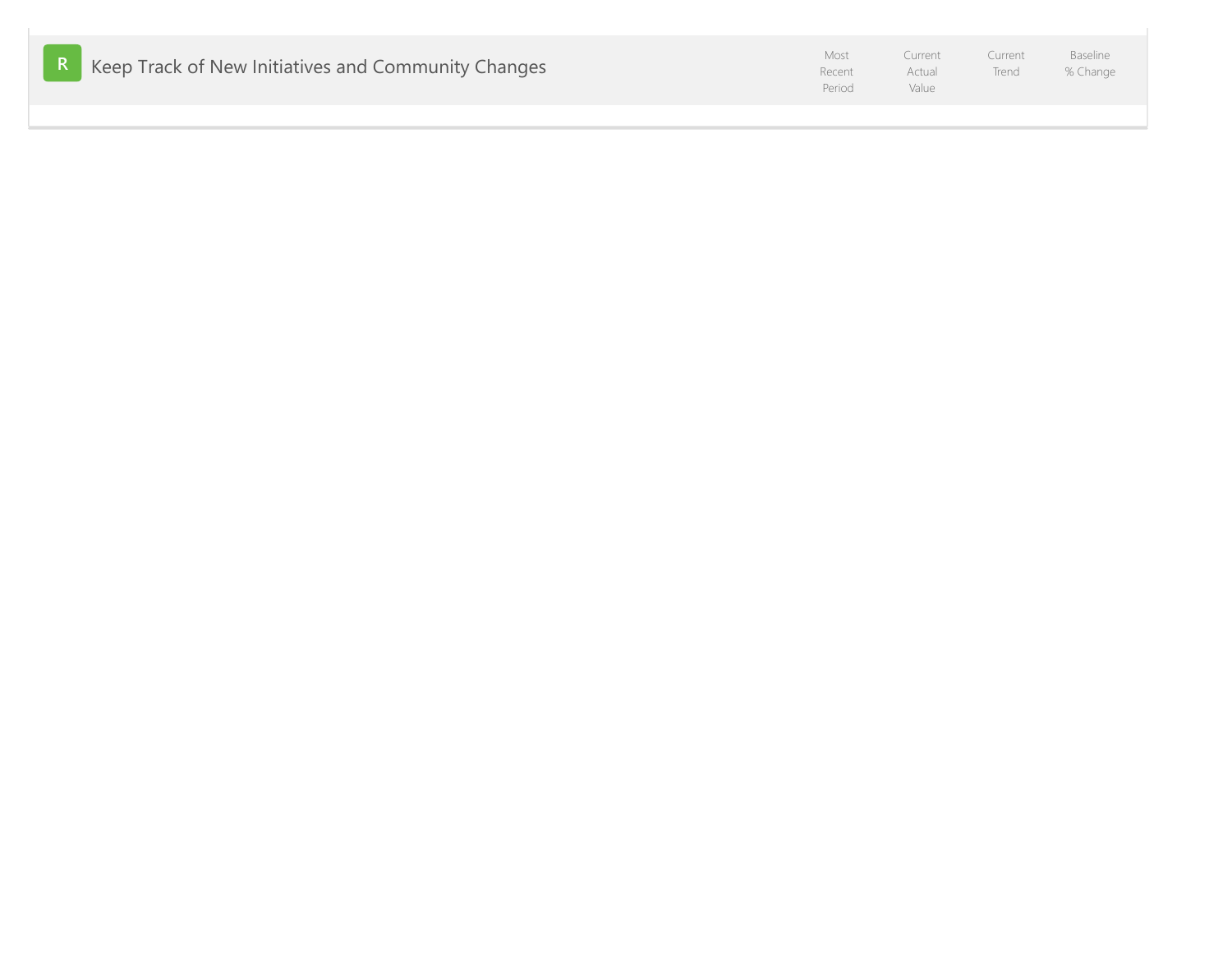| | | Most Recent Period | Current Actual Value | Current Trend | Baseline % Change |
|---|---|---|---|---|---|
| R | Keep Track of New Initiatives and Community Changes | | | | |